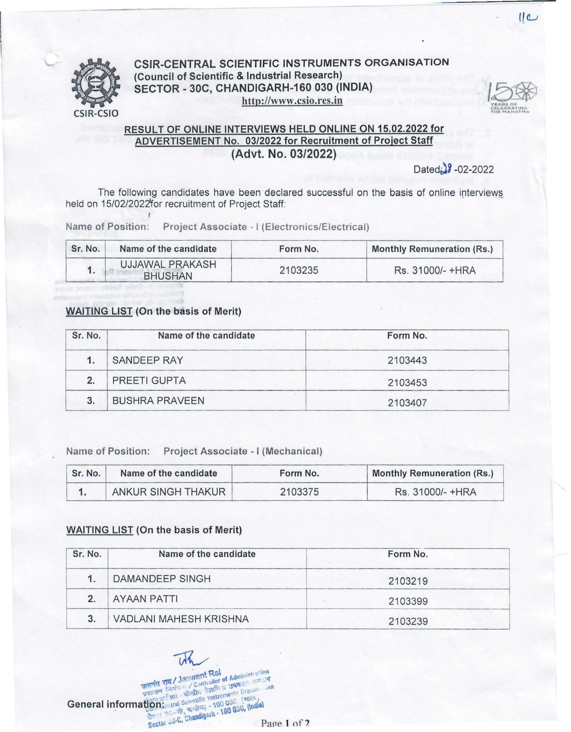# CSIR-CENTRAL SCIENTIFIC INSTRUMENTS ORGANISATION

**(Council of Scientific & Industrial Research)**

**SECTOR - 30C, CHANDIGARH-160 030 (INDIA)**

**http://www.csio.res.in**

CSIR-CSIO

## RESULT OF ONLINE INTERVIEWS HELD ONLINE ON 15.02.2022 for ADVERTISEMENT No. 03/2022 for Recruitment of Project Staff

## (Advt. No. 03/2022)

Dated: 28 -02-2022

The following candidates have been declared successful on the basis of online interviews held on 15/02/2022 for recruitment of Project Staff:

Name of Position: Project Associate - I (Electronics/Electrical)

| Sr. No. | Name of the candidate | Form No. | Monthly Remuneration (Rs.) |
|---|---|---|---|
| 1. | UJJAWAL PRAKASH BHUSHAN | 2103235 | Rs. 31000/- +HRA |

**WAITING LIST (On the basis of Merit)**

| Sr. No. | Name of the candidate | Form No. |
|---|---|---|
| 1. | SANDEEP RAY | 2103443 |
| 2. | PREETI GUPTA | 2103453 |
| 3. | BUSHRA PRAVEEN | 2103407 |

Name of Position: Project Associate - I (Mechanical)

| Sr. No. | Name of the candidate | Form No. | Monthly Remuneration (Rs.) |
|---|---|---|---|
| 1. | ANKUR SINGH THAKUR | 2103375 | Rs. 31000/- +HRA |

**WAITING LIST (On the basis of Merit)**

| Sr. No. | Name of the candidate | Form No. |
|---|---|---|
| 1. | DAMANDEEP SINGH | 2103219 |
| 2. | AYAAN PATTI | 2103399 |
| 3. | VADLANI MAHESH KRISHNA | 2103239 |

जसवंत राय / Jaswant Rai
प्रशासन नियंत्रक / Controller of Administration
सीएसआईआर - केन्द्रीय वैज्ञानिक उपकरण संगठन
CSIR-Central Scientific Instruments Organisation
सेक्टर 30-सी, चण्डीगढ़ - 160 030 (भारत)
Sector 30-C, Chandigarh - 160 030, (India)

**General information:**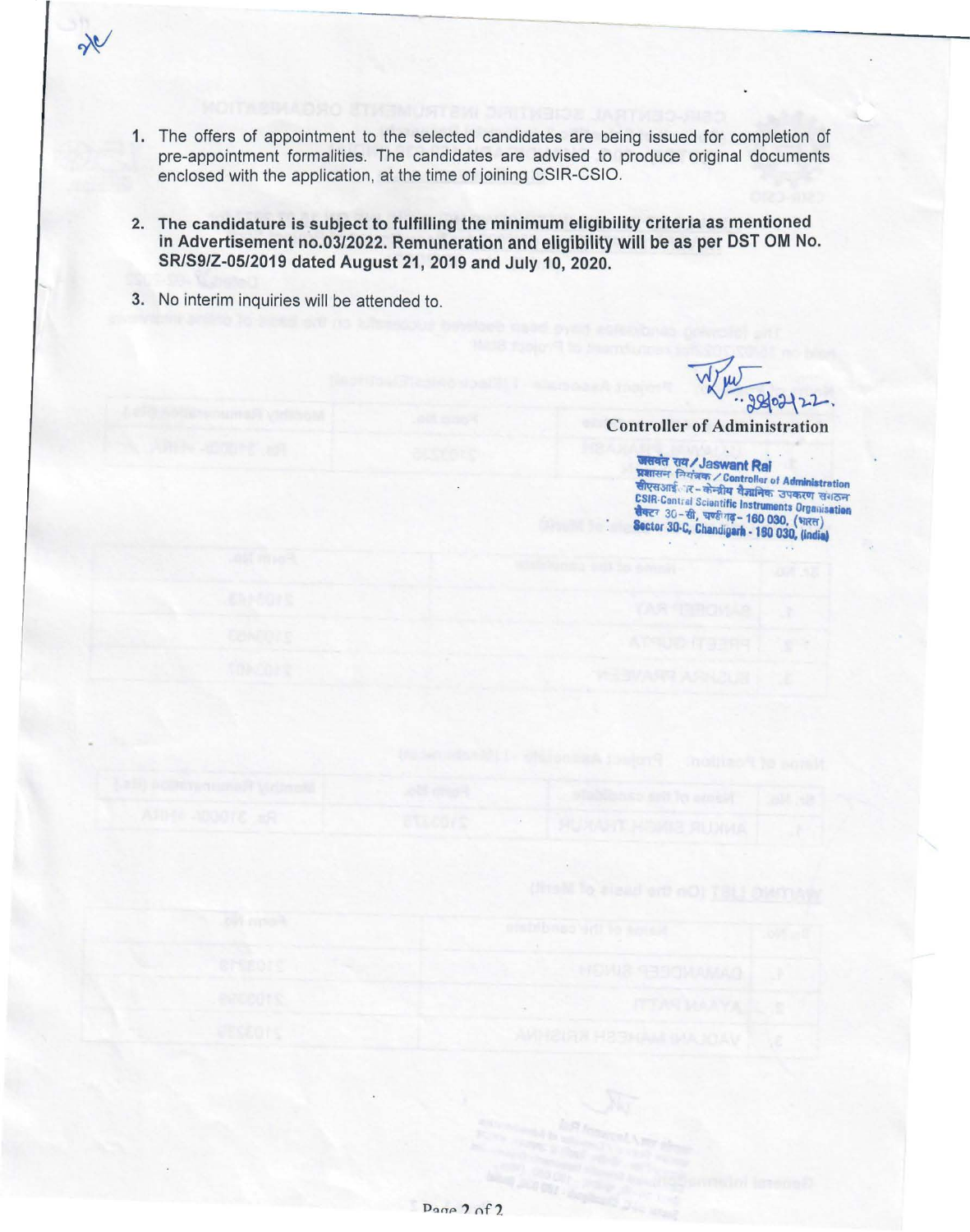1. The offers of appointment to the selected candidates are being issued for completion of pre-appointment formalities. The candidates are advised to produce original documents enclosed with the application, at the time of joining CSIR-CSIO.

2. **The candidature is subject to fulfilling the minimum eligibility criteria as mentioned in Advertisement no.03/2022. Remuneration and eligibility will be as per DST OM No. SR/S9/Z-05/2019 dated August 21, 2019 and July 10, 2020.**

3. No interim inquiries will be attended to.

28/02/22

**Controller of Administration**

जसवंत राय / Jaswant Rai
प्रशासन नियंत्रक / Controller of Administration
सीएसआईआर - केन्द्रीय वैज्ञानिक उपकरण संगठन
CSIR-Central Scientific Instruments Organisation
सैक्टर 30-सी, चण्डीगढ़ - 160 030, (भारत)
Sector 30-C, Chandigarh - 160 030, (India)